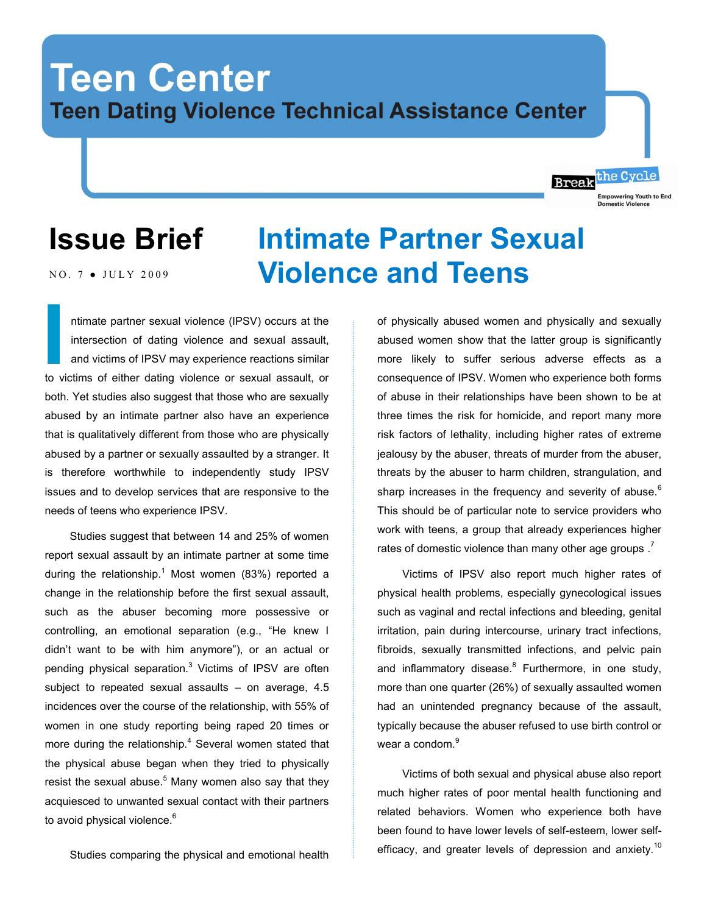# Teen Center

## Teen Dating Violence Technical Assistance Center

Break the Cycle
Empowering Youth to End Domestic Violence

# Issue Brief

NO. 7 • JULY 2009

# Intimate Partner Sexual Violence and Teens

Intimate partner sexual violence (IPSV) occurs at the intersection of dating violence and sexual assault, and victims of IPSV may experience reactions similar to victims of either dating violence or sexual assault, or both. Yet studies also suggest that those who are sexually abused by an intimate partner also have an experience that is qualitatively different from those who are physically abused by a partner or sexually assaulted by a stranger. It is therefore worthwhile to independently study IPSV issues and to develop services that are responsive to the needs of teens who experience IPSV.

Studies suggest that between 14 and 25% of women report sexual assault by an intimate partner at some time during the relationship.[1] Most women (83%) reported a change in the relationship before the first sexual assault, such as the abuser becoming more possessive or controlling, an emotional separation (e.g., "He knew I didn't want to be with him anymore"), or an actual or pending physical separation.[3] Victims of IPSV are often subject to repeated sexual assaults – on average, 4.5 incidences over the course of the relationship, with 55% of women in one study reporting being raped 20 times or more during the relationship.[4] Several women stated that the physical abuse began when they tried to physically resist the sexual abuse.[5] Many women also say that they acquiesced to unwanted sexual contact with their partners to avoid physical violence.[6]

Studies comparing the physical and emotional health of physically abused women and physically and sexually abused women show that the latter group is significantly more likely to suffer serious adverse effects as a consequence of IPSV. Women who experience both forms of abuse in their relationships have been shown to be at three times the risk for homicide, and report many more risk factors of lethality, including higher rates of extreme jealousy by the abuser, threats of murder from the abuser, threats by the abuser to harm children, strangulation, and sharp increases in the frequency and severity of abuse.[6] This should be of particular note to service providers who work with teens, a group that already experiences higher rates of domestic violence than many other age groups .[7]

Victims of IPSV also report much higher rates of physical health problems, especially gynecological issues such as vaginal and rectal infections and bleeding, genital irritation, pain during intercourse, urinary tract infections, fibroids, sexually transmitted infections, and pelvic pain and inflammatory disease.[8] Furthermore, in one study, more than one quarter (26%) of sexually assaulted women had an unintended pregnancy because of the assault, typically because the abuser refused to use birth control or wear a condom.[9]

Victims of both sexual and physical abuse also report much higher rates of poor mental health functioning and related behaviors. Women who experience both have been found to have lower levels of self-esteem, lower self-efficacy, and greater levels of depression and anxiety.[10]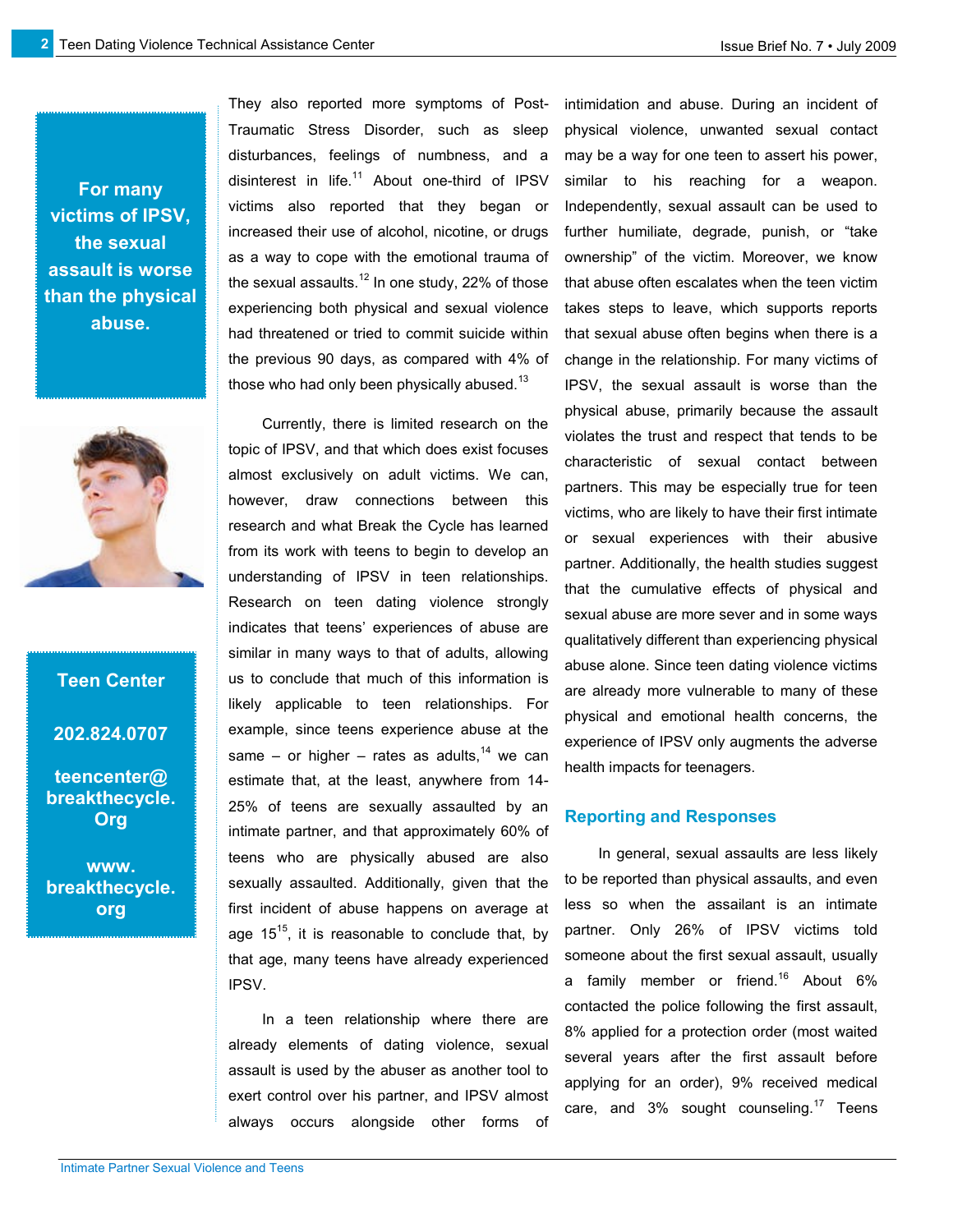**For many victims of IPSV, the sexual assault is worse than the physical abuse.**

**Teen Center**

**202.824.0707**

**teencenter@ breakthecycle. Org**

**www. breakthecycle. org**

They also reported more symptoms of Post-Traumatic Stress Disorder, such as sleep disturbances, feelings of numbness, and a disinterest in life.[11] About one-third of IPSV victims also reported that they began or increased their use of alcohol, nicotine, or drugs as a way to cope with the emotional trauma of the sexual assaults.[12] In one study, 22% of those experiencing both physical and sexual violence had threatened or tried to commit suicide within the previous 90 days, as compared with 4% of those who had only been physically abused.[13]

Currently, there is limited research on the topic of IPSV, and that which does exist focuses almost exclusively on adult victims. We can, however, draw connections between this research and what Break the Cycle has learned from its work with teens to begin to develop an understanding of IPSV in teen relationships. Research on teen dating violence strongly indicates that teens' experiences of abuse are similar in many ways to that of adults, allowing us to conclude that much of this information is likely applicable to teen relationships. For example, since teens experience abuse at the same – or higher – rates as adults,[14] we can estimate that, at the least, anywhere from 14-25% of teens are sexually assaulted by an intimate partner, and that approximately 60% of teens who are physically abused are also sexually assaulted. Additionally, given that the first incident of abuse happens on average at age 15[15], it is reasonable to conclude that, by that age, many teens have already experienced IPSV.

In a teen relationship where there are already elements of dating violence, sexual assault is used by the abuser as another tool to exert control over his partner, and IPSV almost always occurs alongside other forms of intimidation and abuse. During an incident of physical violence, unwanted sexual contact may be a way for one teen to assert his power, similar to his reaching for a weapon. Independently, sexual assault can be used to further humiliate, degrade, punish, or "take ownership" of the victim. Moreover, we know that abuse often escalates when the teen victim takes steps to leave, which supports reports that sexual abuse often begins when there is a change in the relationship. For many victims of IPSV, the sexual assault is worse than the physical abuse, primarily because the assault violates the trust and respect that tends to be characteristic of sexual contact between partners. This may be especially true for teen victims, who are likely to have their first intimate or sexual experiences with their abusive partner. Additionally, the health studies suggest that the cumulative effects of physical and sexual abuse are more sever and in some ways qualitatively different than experiencing physical abuse alone. Since teen dating violence victims are already more vulnerable to many of these physical and emotional health concerns, the experience of IPSV only augments the adverse health impacts for teenagers.

## Reporting and Responses

In general, sexual assaults are less likely to be reported than physical assaults, and even less so when the assailant is an intimate partner. Only 26% of IPSV victims told someone about the first sexual assault, usually a family member or friend.[16] About 6% contacted the police following the first assault, 8% applied for a protection order (most waited several years after the first assault before applying for an order), 9% received medical care, and 3% sought counseling.[17] Teens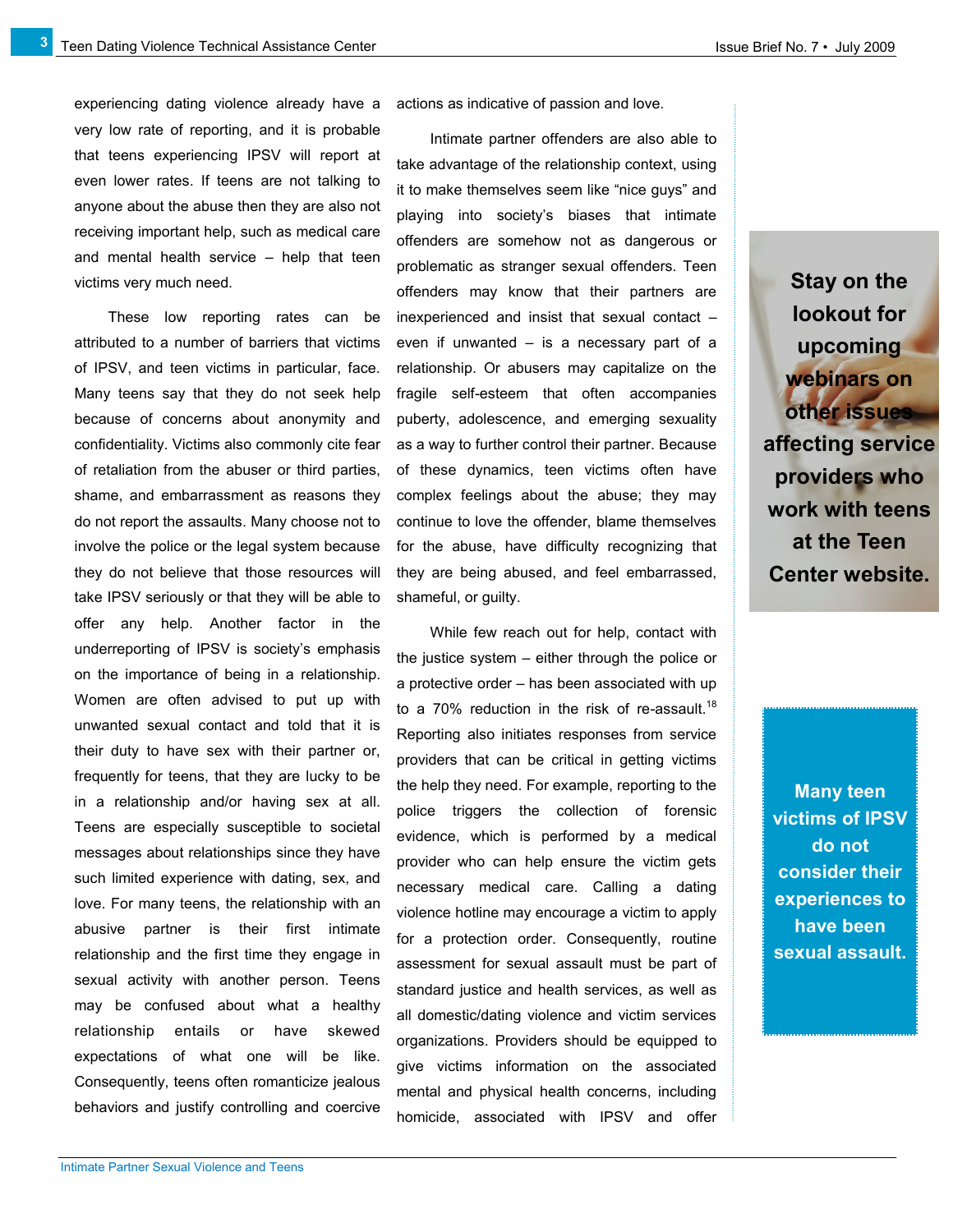experiencing dating violence already have a very low rate of reporting, and it is probable that teens experiencing IPSV will report at even lower rates. If teens are not talking to anyone about the abuse then they are also not receiving important help, such as medical care and mental health service – help that teen victims very much need.

These low reporting rates can be attributed to a number of barriers that victims of IPSV, and teen victims in particular, face. Many teens say that they do not seek help because of concerns about anonymity and confidentiality. Victims also commonly cite fear of retaliation from the abuser or third parties, shame, and embarrassment as reasons they do not report the assaults. Many choose not to involve the police or the legal system because they do not believe that those resources will take IPSV seriously or that they will be able to offer any help. Another factor in the underreporting of IPSV is society's emphasis on the importance of being in a relationship. Women are often advised to put up with unwanted sexual contact and told that it is their duty to have sex with their partner or, frequently for teens, that they are lucky to be in a relationship and/or having sex at all. Teens are especially susceptible to societal messages about relationships since they have such limited experience with dating, sex, and love. For many teens, the relationship with an abusive partner is their first intimate relationship and the first time they engage in sexual activity with another person. Teens may be confused about what a healthy relationship entails or have skewed expectations of what one will be like. Consequently, teens often romanticize jealous behaviors and justify controlling and coercive actions as indicative of passion and love.

Intimate partner offenders are also able to take advantage of the relationship context, using it to make themselves seem like "nice guys" and playing into society's biases that intimate offenders are somehow not as dangerous or problematic as stranger sexual offenders. Teen offenders may know that their partners are inexperienced and insist that sexual contact – even if unwanted – is a necessary part of a relationship. Or abusers may capitalize on the fragile self-esteem that often accompanies puberty, adolescence, and emerging sexuality as a way to further control their partner. Because of these dynamics, teen victims often have complex feelings about the abuse; they may continue to love the offender, blame themselves for the abuse, have difficulty recognizing that they are being abused, and feel embarrassed, shameful, or guilty.

While few reach out for help, contact with the justice system – either through the police or a protective order – has been associated with up to a 70% reduction in the risk of re-assault.[18] Reporting also initiates responses from service providers that can be critical in getting victims the help they need. For example, reporting to the police triggers the collection of forensic evidence, which is performed by a medical provider who can help ensure the victim gets necessary medical care. Calling a dating violence hotline may encourage a victim to apply for a protection order. Consequently, routine assessment for sexual assault must be part of standard justice and health services, as well as all domestic/dating violence and victim services organizations. Providers should be equipped to give victims information on the associated mental and physical health concerns, including homicide, associated with IPSV and offer

**Stay on the lookout for upcoming webinars on other issues affecting service providers who work with teens at the Teen Center website.**

**Many teen victims of IPSV do not consider their experiences to have been sexual assault.**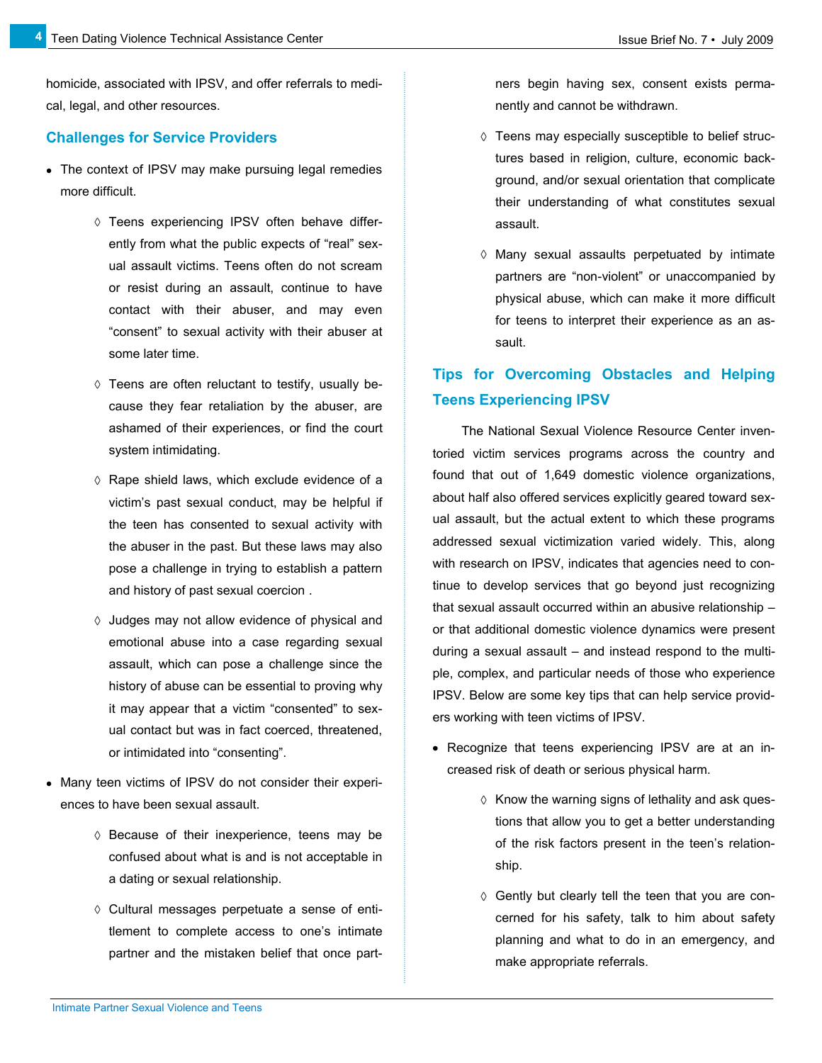homicide, associated with IPSV, and offer referrals to medical, legal, and other resources.

## Challenges for Service Providers

- The context of IPSV may make pursuing legal remedies more difficult.
    - ◊ Teens experiencing IPSV often behave differently from what the public expects of "real" sexual assault victims. Teens often do not scream or resist during an assault, continue to have contact with their abuser, and may even "consent" to sexual activity with their abuser at some later time.
    - ◊ Teens are often reluctant to testify, usually because they fear retaliation by the abuser, are ashamed of their experiences, or find the court system intimidating.
    - ◊ Rape shield laws, which exclude evidence of a victim's past sexual conduct, may be helpful if the teen has consented to sexual activity with the abuser in the past. But these laws may also pose a challenge in trying to establish a pattern and history of past sexual coercion .
    - ◊ Judges may not allow evidence of physical and emotional abuse into a case regarding sexual assault, which can pose a challenge since the history of abuse can be essential to proving why it may appear that a victim "consented" to sexual contact but was in fact coerced, threatened, or intimidated into "consenting".
- Many teen victims of IPSV do not consider their experiences to have been sexual assault.
    - ◊ Because of their inexperience, teens may be confused about what is and is not acceptable in a dating or sexual relationship.
    - ◊ Cultural messages perpetuate a sense of entitlement to complete access to one's intimate partner and the mistaken belief that once partners begin having sex, consent exists permanently and cannot be withdrawn.
    - ◊ Teens may especially susceptible to belief structures based in religion, culture, economic background, and/or sexual orientation that complicate their understanding of what constitutes sexual assault.
    - ◊ Many sexual assaults perpetuated by intimate partners are "non-violent" or unaccompanied by physical abuse, which can make it more difficult for teens to interpret their experience as an assault.

## Tips for Overcoming Obstacles and Helping Teens Experiencing IPSV

The National Sexual Violence Resource Center inventoried victim services programs across the country and found that out of 1,649 domestic violence organizations, about half also offered services explicitly geared toward sexual assault, but the actual extent to which these programs addressed sexual victimization varied widely. This, along with research on IPSV, indicates that agencies need to continue to develop services that go beyond just recognizing that sexual assault occurred within an abusive relationship – or that additional domestic violence dynamics were present during a sexual assault – and instead respond to the multiple, complex, and particular needs of those who experience IPSV. Below are some key tips that can help service providers working with teen victims of IPSV.

- Recognize that teens experiencing IPSV are at an increased risk of death or serious physical harm.
    - ◊ Know the warning signs of lethality and ask questions that allow you to get a better understanding of the risk factors present in the teen's relationship.
    - ◊ Gently but clearly tell the teen that you are concerned for his safety, talk to him about safety planning and what to do in an emergency, and make appropriate referrals.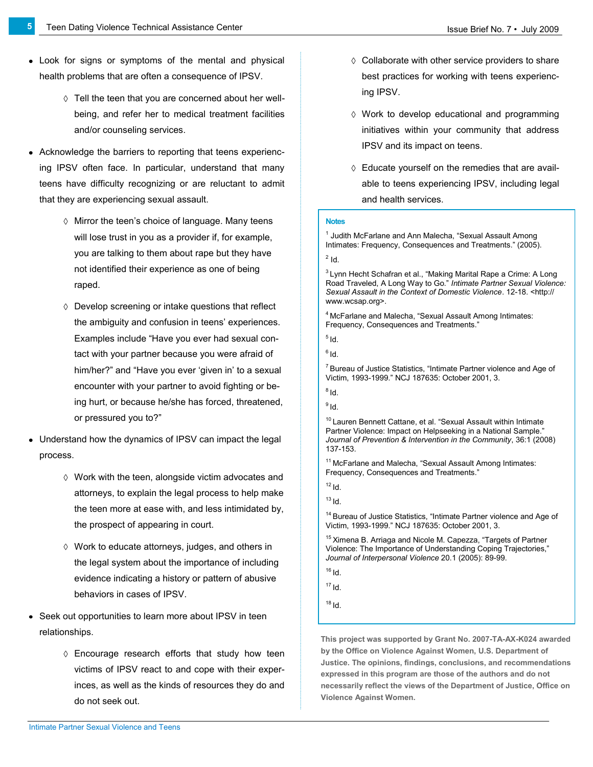- Look for signs or symptoms of the mental and physical health problems that are often a consequence of IPSV.
    - ◊ Tell the teen that you are concerned about her well-being, and refer her to medical treatment facilities and/or counseling services.
- Acknowledge the barriers to reporting that teens experiencing IPSV often face. In particular, understand that many teens have difficulty recognizing or are reluctant to admit that they are experiencing sexual assault.
    - ◊ Mirror the teen's choice of language. Many teens will lose trust in you as a provider if, for example, you are talking to them about rape but they have not identified their experience as one of being raped.
    - ◊ Develop screening or intake questions that reflect the ambiguity and confusion in teens' experiences. Examples include "Have you ever had sexual contact with your partner because you were afraid of him/her?" and "Have you ever 'given in' to a sexual encounter with your partner to avoid fighting or being hurt, or because he/she has forced, threatened, or pressured you to?"
- Understand how the dynamics of IPSV can impact the legal process.
    - ◊ Work with the teen, alongside victim advocates and attorneys, to explain the legal process to help make the teen more at ease with, and less intimidated by, the prospect of appearing in court.
    - ◊ Work to educate attorneys, judges, and others in the legal system about the importance of including evidence indicating a history or pattern of abusive behaviors in cases of IPSV.
- Seek out opportunities to learn more about IPSV in teen relationships.
    - ◊ Encourage research efforts that study how teen victims of IPSV react to and cope with their experiences, as well as the kinds of resources they do and do not seek out.
    - ◊ Collaborate with other service providers to share best practices for working with teens experiencing IPSV.
    - ◊ Work to develop educational and programming initiatives within your community that address IPSV and its impact on teens.
    - ◊ Educate yourself on the remedies that are available to teens experiencing IPSV, including legal and health services.

**Notes**

[1] Judith McFarlane and Ann Malecha, "Sexual Assault Among Intimates: Frequency, Consequences and Treatments." (2005).

[2] Id.

[3] Lynn Hecht Schafran et al., "Making Marital Rape a Crime: A Long Road Traveled, A Long Way to Go." *Intimate Partner Sexual Violence: Sexual Assault in the Context of Domestic Violence*. 12-18. <http://www.wcsap.org>.

[4] McFarlane and Malecha, "Sexual Assault Among Intimates: Frequency, Consequences and Treatments."

[5] Id.

[6] Id.

[7] Bureau of Justice Statistics, "Intimate Partner violence and Age of Victim, 1993-1999." NCJ 187635: October 2001, 3.

[8] Id.

[9] Id.

[10] Lauren Bennett Cattane, et al. "Sexual Assault within Intimate Partner Violence: Impact on Helpseeking in a National Sample." *Journal of Prevention & Intervention in the Community*, 36:1 (2008) 137-153.

[11] McFarlane and Malecha, "Sexual Assault Among Intimates: Frequency, Consequences and Treatments."

[12] Id.

[13] Id.

[14] Bureau of Justice Statistics, "Intimate Partner violence and Age of Victim, 1993-1999." NCJ 187635: October 2001, 3.

[15] Ximena B. Arriaga and Nicole M. Capezza, "Targets of Partner Violence: The Importance of Understanding Coping Trajectories," *Journal of Interpersonal Violence* 20.1 (2005): 89-99.

[16] Id.

[17] Id.

[18] Id.

**This project was supported by Grant No. 2007-TA-AX-K024 awarded by the Office on Violence Against Women, U.S. Department of Justice. The opinions, findings, conclusions, and recommendations expressed in this program are those of the authors and do not necessarily reflect the views of the Department of Justice, Office on Violence Against Women.**